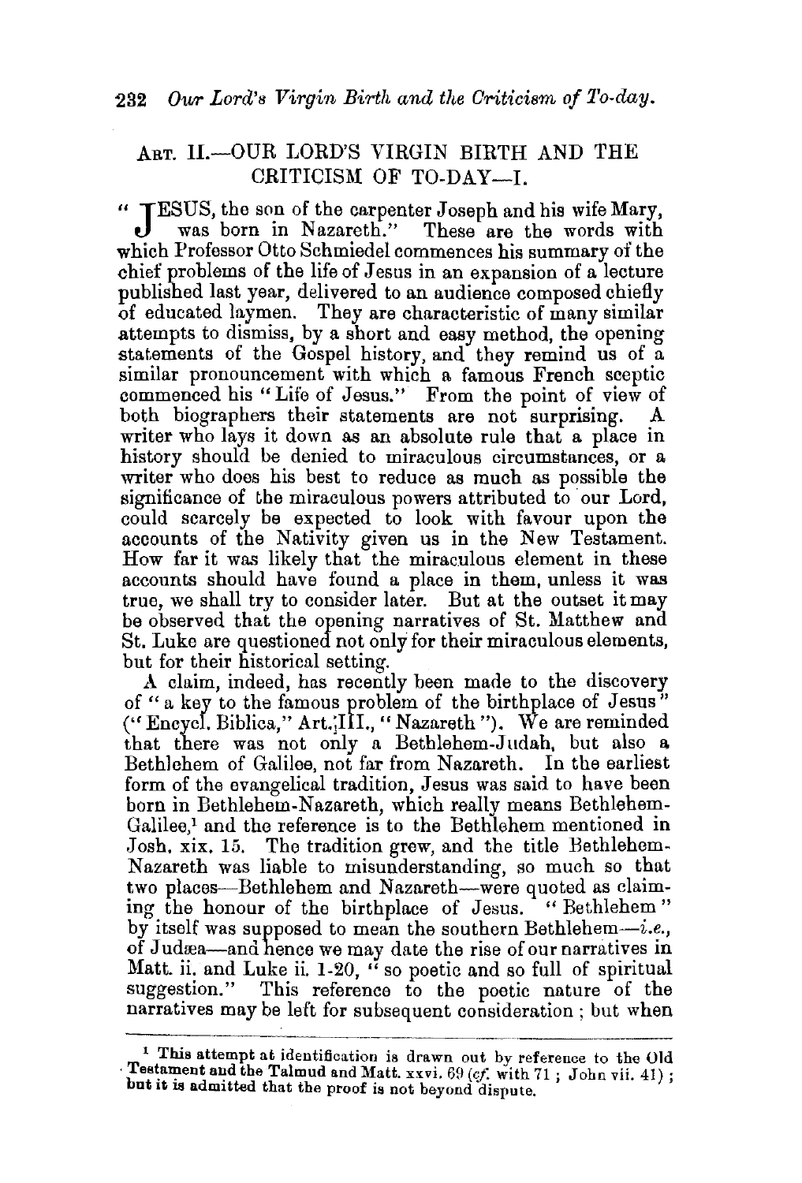## ART. II.—OUR LORD'S VIRGIN BIRTH AND THE CRITICISM OF TO-DAY—I.

"JESUS, the son of the carpenter Joseph and his wife Mary, was born in Nazareth." These are the words with which Professor Otto Schmiedel commences his summary of the chief problems of the life of Jesus in an expansion of a lecture published last year, delivered to an audience composed chiefly of educated laymen. They are characteristic of many similar attempts to dismiss, by a short and easy method, the opening statements of the Gospel history, and they remind us of a similar pronouncement with which a famous French sceptic commenced his "Life of Jesus." From the point of view of both biographers their statements are not surprising. A writer who lays it down as an absolute rule that a place in history should be denied to miraculous circumstances, or a writer who does his best to reduce as much as possible the significance of the miraculous powers attributed to our Lord, could scarcely be expected to look with favour upon the accounts of the Nativity given us in the New Testament. How far it was likely that the miraculous element in these accounts should have found a place in them, unless it was true, we shall try to consider later. But at the outset it may be observed that the opening narratives of St. Matthew and St. Luke are questioned not only for their miraculous elements, but for their historical setting.

A claim, indeed, has recently been made to the discovery of "a key to the famous problem of the birthplace of Jesus" ("Encycl. Biblica," Art. III., "Nazareth"). We are reminded that there was not only a Bethlehem-Judah, but also a Bethlehem of Galilee, not far from Nazareth. In the earliest form of the evangelical tradition, Jesus was said to have been born in Bethlehem-Nazareth, which really means Bethlehem-Galilee,[1] and the reference is to the Bethlehem mentioned in Josh. xix. 15. The tradition grew, and the title Bethlehem-Nazareth was liable to misunderstanding, so much so that two places—Bethlehem and Nazareth—were quoted as claiming the honour of the birthplace of Jesus. "Bethlehem" by itself was supposed to mean the southern Bethlehem—*i.e.*, of Judæa—and hence we may date the rise of our narratives in Matt. ii. and Luke ii. 1-20, "so poetic and so full of spiritual suggestion." This reference to the poetic nature of the narratives may be left for subsequent consideration; but when

---

[1] This attempt at identification is drawn out by reference to the Old Testament and the Talmud and Matt. xxvi. 69 (*cf.* with 71; John vii. 41); but it is admitted that the proof is not beyond dispute.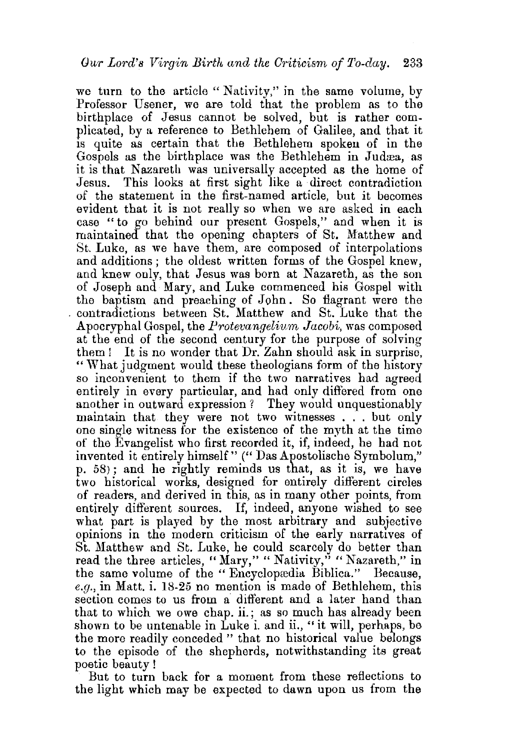we turn to the article "Nativity," in the same volume, by Professor Usener, we are told that the problem as to the birthplace of Jesus cannot be solved, but is rather complicated, by a reference to Bethlehem of Galilee, and that it is quite as certain that the Bethlehem spoken of in the Gospels as the birthplace was the Bethlehem in Judæa, as it is that Nazareth was universally accepted as the home of Jesus. This looks at first sight like a direct contradiction of the statement in the first-named article, but it becomes evident that it is not really so when we are asked in each case "to go behind our present Gospels," and when it is maintained that the opening chapters of St. Matthew and St. Luke, as we have them, are composed of interpolations and additions; the oldest written forms of the Gospel knew, and knew only, that Jesus was born at Nazareth, as the son of Joseph and Mary, and Luke commenced his Gospel with the baptism and preaching of John. So flagrant were the contradictions between St. Matthew and St. Luke that the Apocryphal Gospel, the *Protevangelium Jacobi*, was composed at the end of the second century for the purpose of solving them! It is no wonder that Dr. Zahn should ask in surprise, "What judgment would these theologians form of the history so inconvenient to them if the two narratives had agreed entirely in every particular, and had only differed from one another in outward expression? They would unquestionably maintain that they were not two witnesses . . . but only one single witness for the existence of the myth at the time of the Evangelist who first recorded it, if, indeed, he had not invented it entirely himself" ("Das Apostolische Symbolum," p. 58); and he rightly reminds us that, as it is, we have two historical works, designed for entirely different circles of readers, and derived in this, as in many other points, from entirely different sources. If, indeed, anyone wished to see what part is played by the most arbitrary and subjective opinions in the modern criticism of the early narratives of St. Matthew and St. Luke, he could scarcely do better than read the three articles, "Mary," "Nativity," "Nazareth," in the same volume of the "Encyclopædia Biblica." Because, *e.g.*, in Matt. i. 18-25 no mention is made of Bethlehem, this section comes to us from a different and a later hand than that to which we owe chap. ii.; as so much has already been shown to be untenable in Luke i. and ii., "it will, perhaps, be the more readily conceded" that no historical value belongs to the episode of the shepherds, notwithstanding its great poetic beauty!

But to turn back for a moment from these reflections to the light which may be expected to dawn upon us from the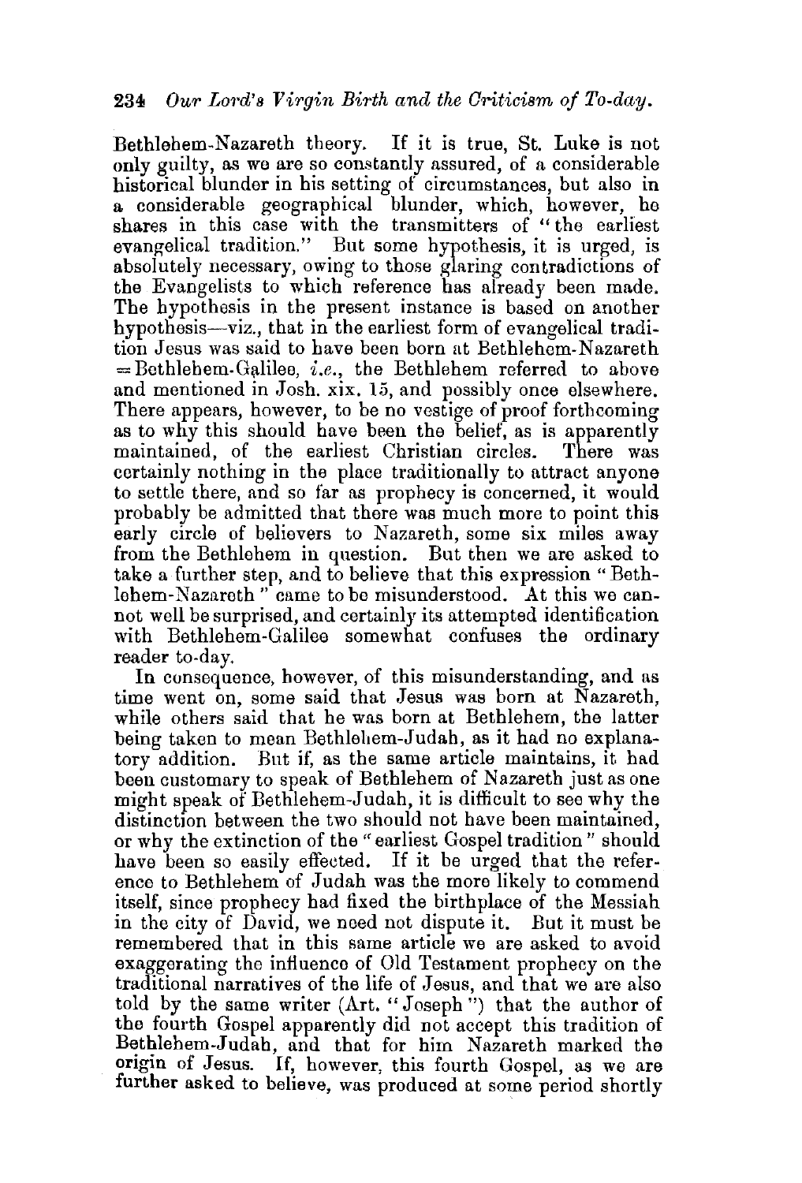Bethlehem-Nazareth theory. If it is true, St. Luke is not only guilty, as we are so constantly assured, of a considerable historical blunder in his setting of circumstances, but also in a considerable geographical blunder, which, however, he shares in this case with the transmitters of "the earliest evangelical tradition." But some hypothesis, it is urged, is absolutely necessary, owing to those glaring contradictions of the Evangelists to which reference has already been made. The hypothesis in the present instance is based on another hypothesis—viz., that in the earliest form of evangelical tradition Jesus was said to have been born at Bethlehem-Nazareth = Bethlehem-Galilee, *i.e.*, the Bethlehem referred to above and mentioned in Josh. xix. 15, and possibly once elsewhere. There appears, however, to be no vestige of proof forthcoming as to why this should have been the belief, as is apparently maintained, of the earliest Christian circles. There was certainly nothing in the place traditionally to attract anyone to settle there, and so far as prophecy is concerned, it would probably be admitted that there was much more to point this early circle of believers to Nazareth, some six miles away from the Bethlehem in question. But then we are asked to take a further step, and to believe that this expression "Bethlehem-Nazareth" came to be misunderstood. At this we cannot well be surprised, and certainly its attempted identification with Bethlehem-Galilee somewhat confuses the ordinary reader to-day.

In consequence, however, of this misunderstanding, and as time went on, some said that Jesus was born at Nazareth, while others said that he was born at Bethlehem, the latter being taken to mean Bethlehem-Judah, as it had no explanatory addition. But if, as the same article maintains, it had been customary to speak of Bethlehem of Nazareth just as one might speak of Bethlehem-Judah, it is difficult to see why the distinction between the two should not have been maintained, or why the extinction of the "earliest Gospel tradition" should have been so easily effected. If it be urged that the reference to Bethlehem of Judah was the more likely to commend itself, since prophecy had fixed the birthplace of the Messiah in the city of David, we need not dispute it. But it must be remembered that in this same article we are asked to avoid exaggerating the influence of Old Testament prophecy on the traditional narratives of the life of Jesus, and that we are also told by the same writer (Art. "Joseph") that the author of the fourth Gospel apparently did not accept this tradition of Bethlehem-Judah, and that for him Nazareth marked the origin of Jesus. If, however, this fourth Gospel, as we are further asked to believe, was produced at some period shortly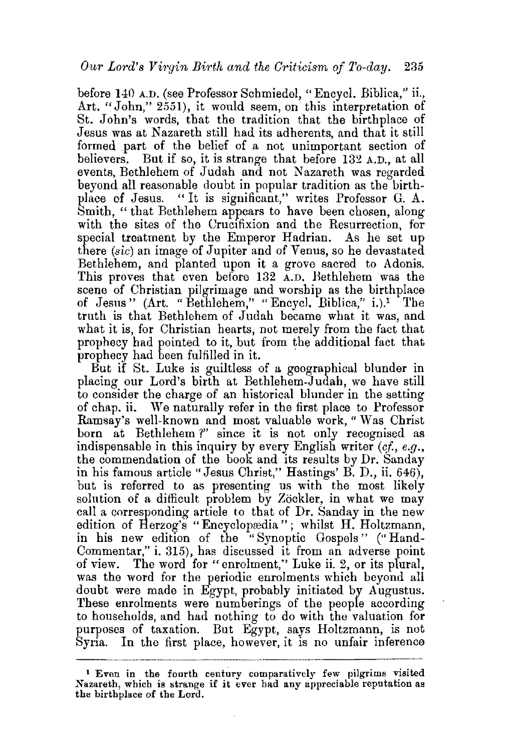before 140 A.D. (see Professor Schmiedel, "Encycl. Biblica," ii., Art. "John," 2551), it would seem, on this interpretation of St. John's words, that the tradition that the birthplace of Jesus was at Nazareth still had its adherents, and that it still formed part of the belief of a not unimportant section of believers. But if so, it is strange that before 132 A.D., at all events, Bethlehem of Judah and not Nazareth was regarded beyond all reasonable doubt in popular tradition as the birthplace of Jesus. "It is significant," writes Professor G. A. Smith, "that Bethlehem appears to have been chosen, along with the sites of the Crucifixion and the Resurrection, for special treatment by the Emperor Hadrian. As he set up there (*sic*) an image of Jupiter and of Venus, so he devastated Bethlehem, and planted upon it a grove sacred to Adonis. This proves that even before 132 A.D. Bethlehem was the scene of Christian pilgrimage and worship as the birthplace of Jesus" (Art. "Bethlehem," "Encycl. Biblica," i.).[1] The truth is that Bethlehem of Judah became what it was, and what it is, for Christian hearts, not merely from the fact that prophecy had pointed to it, but from the additional fact that prophecy had been fulfilled in it.

But if St. Luke is guiltless of a geographical blunder in placing our Lord's birth at Bethlehem-Judah, we have still to consider the charge of an historical blunder in the setting of chap. ii. We naturally refer in the first place to Professor Ramsay's well-known and most valuable work, "Was Christ born at Bethlehem?" since it is not only recognised as indispensable in this inquiry by every English writer (*cf.*, *e.g.*, the commendation of the book and its results by Dr. Sanday in his famous article "Jesus Christ," Hastings' B. D., ii. 646), but is referred to as presenting us with the most likely solution of a difficult problem by Zöckler, in what we may call a corresponding article to that of Dr. Sanday in the new edition of Herzog's "Encyclopædia"; whilst H. Holtzmann, in his new edition of the "Synoptic Gospels" ("Hand-Commentar," i. 315), has discussed it from an adverse point of view. The word for "enrolment," Luke ii. 2, or its plural, was the word for the periodic enrolments which beyond all doubt were made in Egypt, probably initiated by Augustus. These enrolments were numberings of the people according to households, and had nothing to do with the valuation for purposes of taxation. But Egypt, says Holtzmann, is not Syria. In the first place, however, it is no unfair inference

---

[1] Even in the fourth century comparatively few pilgrims visited Nazareth, which is strange if it ever had any appreciable reputation as the birthplace of the Lord.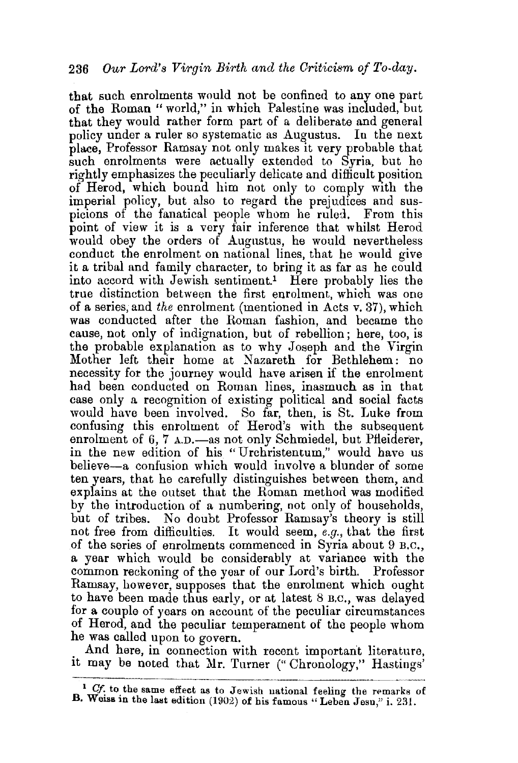that such enrolments would not be confined to any one part of the Roman "world," in which Palestine was included, but that they would rather form part of a deliberate and general policy under a ruler so systematic as Augustus. In the next place, Professor Ramsay not only makes it very probable that such enrolments were actually extended to Syria, but he rightly emphasizes the peculiarly delicate and difficult position of Herod, which bound him not only to comply with the imperial policy, but also to regard the prejudices and suspicions of the fanatical people whom he ruled. From this point of view it is a very fair inference that whilst Herod would obey the orders of Augustus, he would nevertheless conduct the enrolment on national lines, that he would give it a tribal and family character, to bring it as far as he could into accord with Jewish sentiment.[1] Here probably lies the true distinction between the first enrolment, which was one of a series, and *the* enrolment (mentioned in Acts v. 37), which was conducted after the Roman fashion, and became the cause, not only of indignation, but of rebellion; here, too, is the probable explanation as to why Joseph and the Virgin Mother left their home at Nazareth for Bethlehem: no necessity for the journey would have arisen if the enrolment had been conducted on Roman lines, inasmuch as in that case only a recognition of existing political and social facts would have been involved. So far, then, is St. Luke from confusing this enrolment of Herod's with the subsequent enrolment of 6, 7 A.D.—as not only Schmiedel, but Pfleiderer, in the new edition of his "Urchristentum," would have us believe—a confusion which would involve a blunder of some ten years, that he carefully distinguishes between them, and explains at the outset that the Roman method was modified by the introduction of a numbering, not only of households, but of tribes. No doubt Professor Ramsay's theory is still not free from difficulties. It would seem, *e.g.*, that the first of the series of enrolments commenced in Syria about 9 B.C., a year which would be considerably at variance with the common reckoning of the year of our Lord's birth. Professor Ramsay, however, supposes that the enrolment which ought to have been made thus early, or at latest 8 B.C., was delayed for a couple of years on account of the peculiar circumstances of Herod, and the peculiar temperament of the people whom he was called upon to govern.

And here, in connection with recent important literature, it may be noted that Mr. Turner ("Chronology," Hastings'

---

[1] *Cf.* to the same effect as to Jewish national feeling the remarks of B. Weiss in the last edition (1902) of his famous "Leben Jesu," i. 231.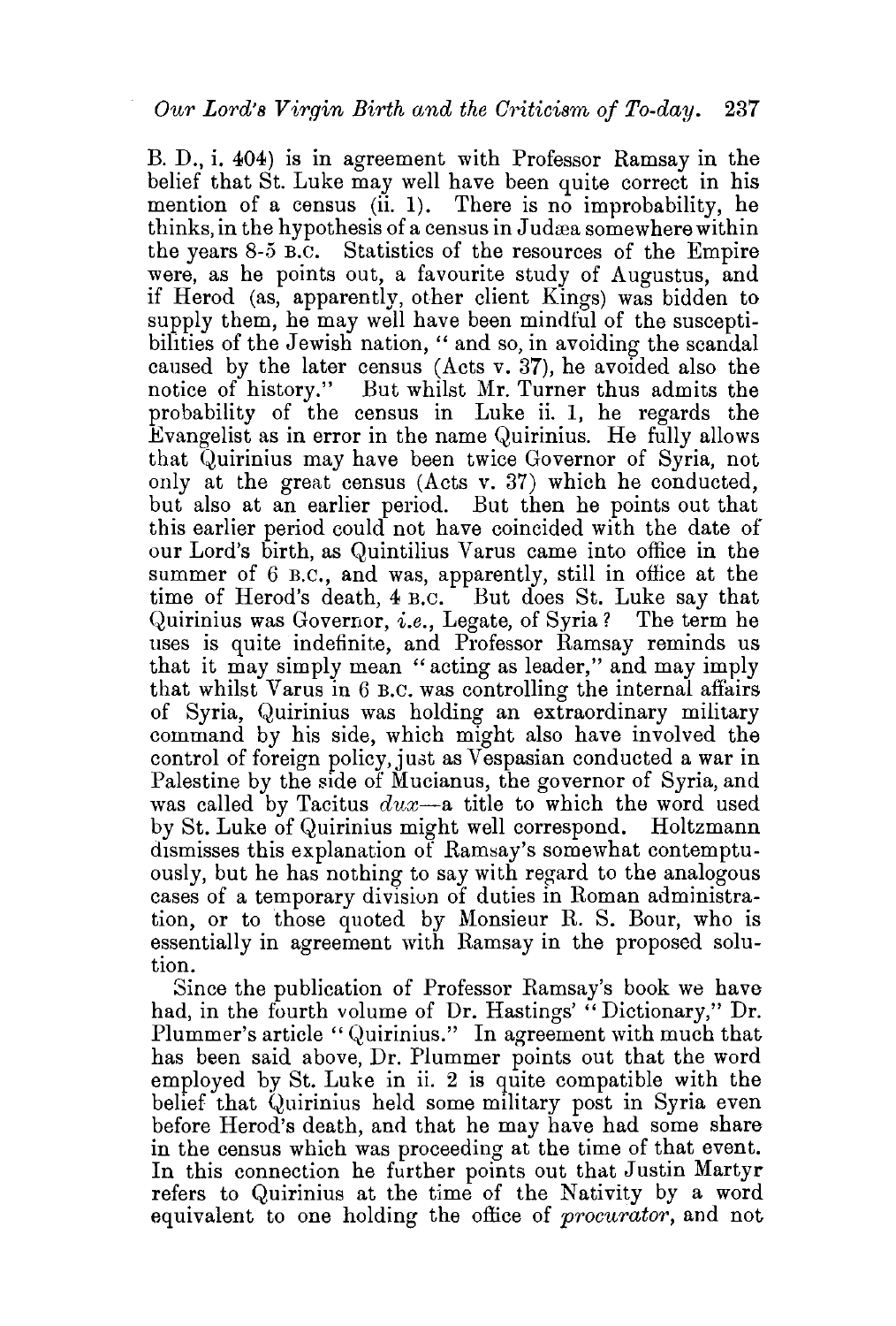B. D., i. 404) is in agreement with Professor Ramsay in the belief that St. Luke may well have been quite correct in his mention of a census (ii. 1). There is no improbability, he thinks, in the hypothesis of a census in Judæa somewhere within the years 8-5 B.C. Statistics of the resources of the Empire were, as he points out, a favourite study of Augustus, and if Herod (as, apparently, other client Kings) was bidden to supply them, he may well have been mindful of the susceptibilities of the Jewish nation, "and so, in avoiding the scandal caused by the later census (Acts v. 37), he avoided also the notice of history." But whilst Mr. Turner thus admits the probability of the census in Luke ii. 1, he regards the Evangelist as in error in the name Quirinius. He fully allows that Quirinius may have been twice Governor of Syria, not only at the great census (Acts v. 37) which he conducted, but also at an earlier period. But then he points out that this earlier period could not have coincided with the date of our Lord's birth, as Quintilius Varus came into office in the summer of 6 B.C., and was, apparently, still in office at the time of Herod's death, 4 B.C. But does St. Luke say that Quirinius was Governor, *i.e.*, Legate, of Syria? The term he uses is quite indefinite, and Professor Ramsay reminds us that it may simply mean "acting as leader," and may imply that whilst Varus in 6 B.C. was controlling the internal affairs of Syria, Quirinius was holding an extraordinary military command by his side, which might also have involved the control of foreign policy, just as Vespasian conducted a war in Palestine by the side of Mucianus, the governor of Syria, and was called by Tacitus *dux*—a title to which the word used by St. Luke of Quirinius might well correspond. Holtzmann dismisses this explanation of Ramsay's somewhat contemptuously, but he has nothing to say with regard to the analogous cases of a temporary division of duties in Roman administration, or to those quoted by Monsieur R. S. Bour, who is essentially in agreement with Ramsay in the proposed solution.

Since the publication of Professor Ramsay's book we have had, in the fourth volume of Dr. Hastings' "Dictionary," Dr. Plummer's article "Quirinius." In agreement with much that has been said above, Dr. Plummer points out that the word employed by St. Luke in ii. 2 is quite compatible with the belief that Quirinius held some military post in Syria even before Herod's death, and that he may have had some share in the census which was proceeding at the time of that event. In this connection he further points out that Justin Martyr refers to Quirinius at the time of the Nativity by a word equivalent to one holding the office of *procurator*, and not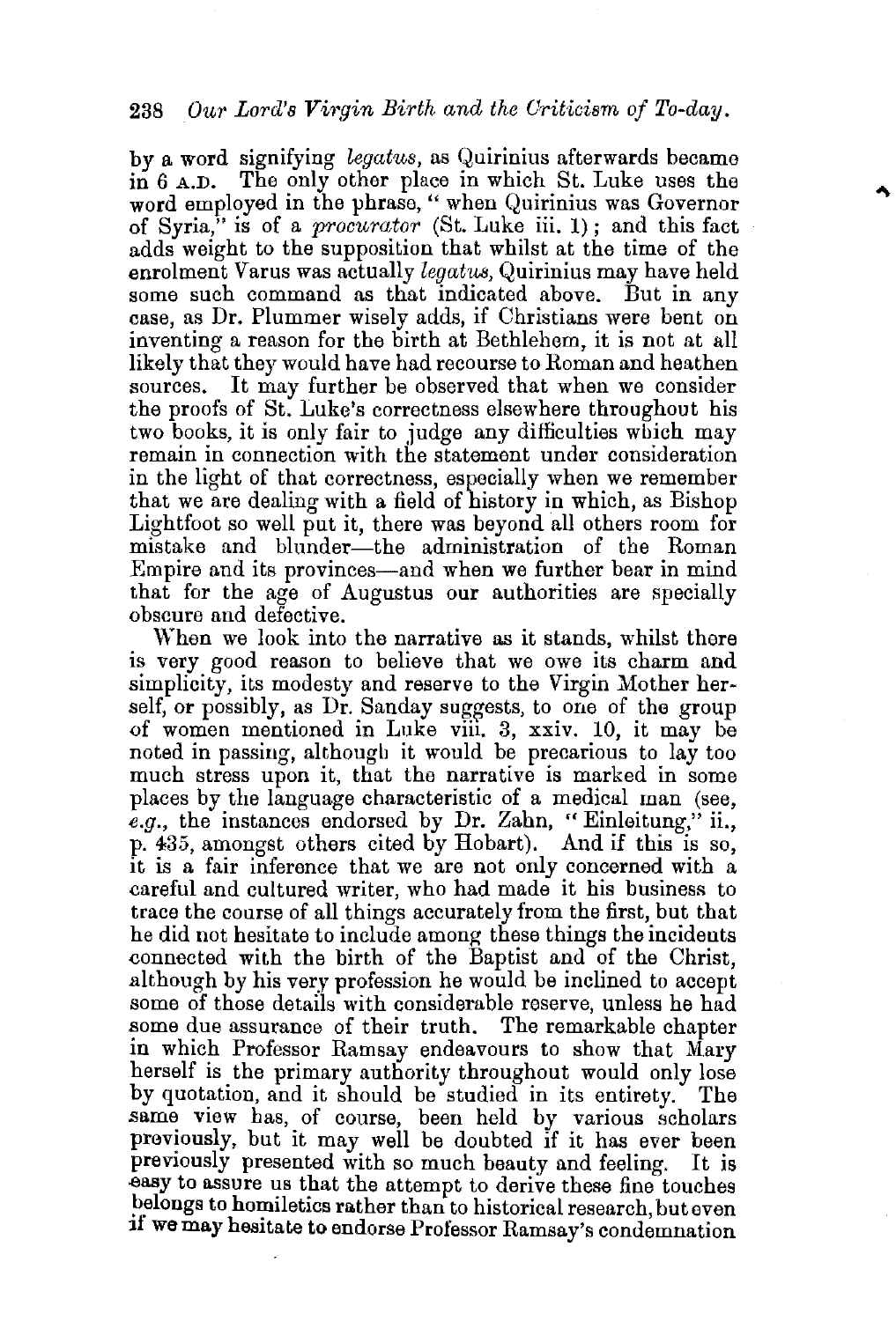by a word signifying *legatus*, as Quirinius afterwards became in 6 A.D. The only other place in which St. Luke uses the word employed in the phrase, "when Quirinius was Governor of Syria," is of a *procurator* (St. Luke iii. 1); and this fact adds weight to the supposition that whilst at the time of the enrolment Varus was actually *legatus*, Quirinius may have held some such command as that indicated above. But in any case, as Dr. Plummer wisely adds, if Christians were bent on inventing a reason for the birth at Bethlehem, it is not at all likely that they would have had recourse to Roman and heathen sources. It may further be observed that when we consider the proofs of St. Luke's correctness elsewhere throughout his two books, it is only fair to judge any difficulties which may remain in connection with the statement under consideration in the light of that correctness, especially when we remember that we are dealing with a field of history in which, as Bishop Lightfoot so well put it, there was beyond all others room for mistake and blunder—the administration of the Roman Empire and its provinces—and when we further bear in mind that for the age of Augustus our authorities are specially obscure and defective.

When we look into the narrative as it stands, whilst there is very good reason to believe that we owe its charm and simplicity, its modesty and reserve to the Virgin Mother herself, or possibly, as Dr. Sanday suggests, to one of the group of women mentioned in Luke viii. 3, xxiv. 10, it may be noted in passing, although it would be precarious to lay too much stress upon it, that the narrative is marked in some places by the language characteristic of a medical man (see, *e.g.*, the instances endorsed by Dr. Zahn, "Einleitung," ii., p. 435, amongst others cited by Hobart). And if this is so, it is a fair inference that we are not only concerned with a careful and cultured writer, who had made it his business to trace the course of all things accurately from the first, but that he did not hesitate to include among these things the incidents connected with the birth of the Baptist and of the Christ, although by his very profession he would be inclined to accept some of those details with considerable reserve, unless he had some due assurance of their truth. The remarkable chapter in which Professor Ramsay endeavours to show that Mary herself is the primary authority throughout would only lose by quotation, and it should be studied in its entirety. The same view has, of course, been held by various scholars previously, but it may well be doubted if it has ever been previously presented with so much beauty and feeling. It is easy to assure us that the attempt to derive these fine touches belongs to homiletics rather than to historical research, but even if we may hesitate to endorse Professor Ramsay's condemnation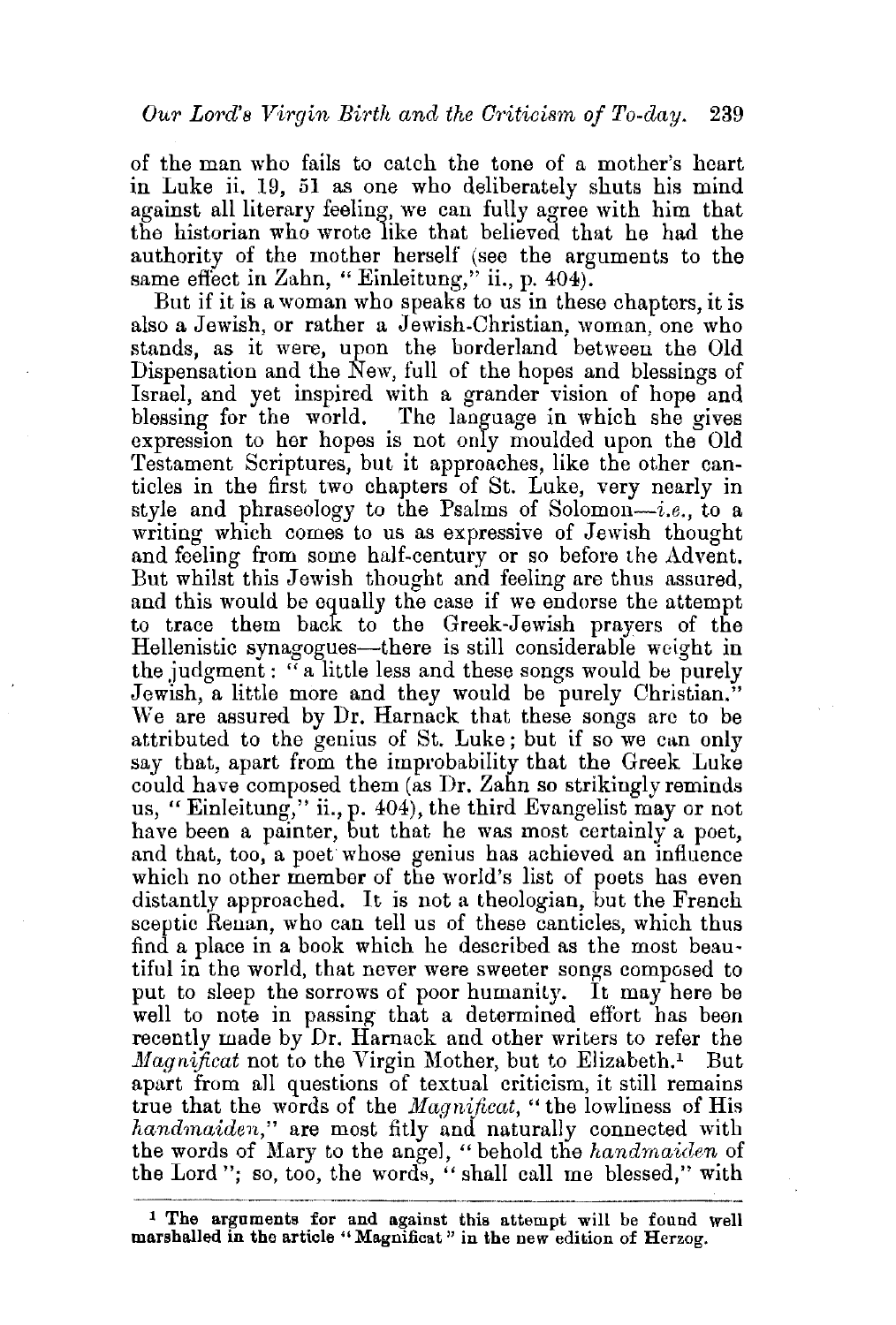of the man who fails to catch the tone of a mother's heart in Luke ii. 19, 51 as one who deliberately shuts his mind against all literary feeling, we can fully agree with him that the historian who wrote like that believed that he had the authority of the mother herself (see the arguments to the same effect in Zahn, "Einleitung," ii., p. 404).

But if it is a woman who speaks to us in these chapters, it is also a Jewish, or rather a Jewish-Christian, woman, one who stands, as it were, upon the borderland between the Old Dispensation and the New, full of the hopes and blessings of Israel, and yet inspired with a grander vision of hope and blessing for the world. The language in which she gives expression to her hopes is not only moulded upon the Old Testament Scriptures, but it approaches, like the other canticles in the first two chapters of St. Luke, very nearly in style and phraseology to the Psalms of Solomon—*i.e.*, to a writing which comes to us as expressive of Jewish thought and feeling from some half-century or so before the Advent. But whilst this Jewish thought and feeling are thus assured, and this would be equally the case if we endorse the attempt to trace them back to the Greek-Jewish prayers of the Hellenistic synagogues—there is still considerable weight in the judgment: "a little less and these songs would be purely Jewish, a little more and they would be purely Christian." We are assured by Dr. Harnack that these songs are to be attributed to the genius of St. Luke; but if so we can only say that, apart from the improbability that the Greek Luke could have composed them (as Dr. Zahn so strikingly reminds us, "Einleitung," ii., p. 404), the third Evangelist may or not have been a painter, but that he was most certainly a poet, and that, too, a poet whose genius has achieved an influence which no other member of the world's list of poets has even distantly approached. It is not a theologian, but the French sceptic Renan, who can tell us of these canticles, which thus find a place in a book which he described as the most beautiful in the world, that never were sweeter songs composed to put to sleep the sorrows of poor humanity. It may here be well to note in passing that a determined effort has been recently made by Dr. Harnack and other writers to refer the *Magnificat* not to the Virgin Mother, but to Elizabeth.[1] But apart from all questions of textual criticism, it still remains true that the words of the *Magnificat*, "the lowliness of His *handmaiden*," are most fitly and naturally connected with the words of Mary to the angel, "behold the *handmaiden* of the Lord"; so, too, the words, "shall call me blessed," with

[1] The arguments for and against this attempt will be found well marshalled in the article "Magnificat" in the new edition of Herzog.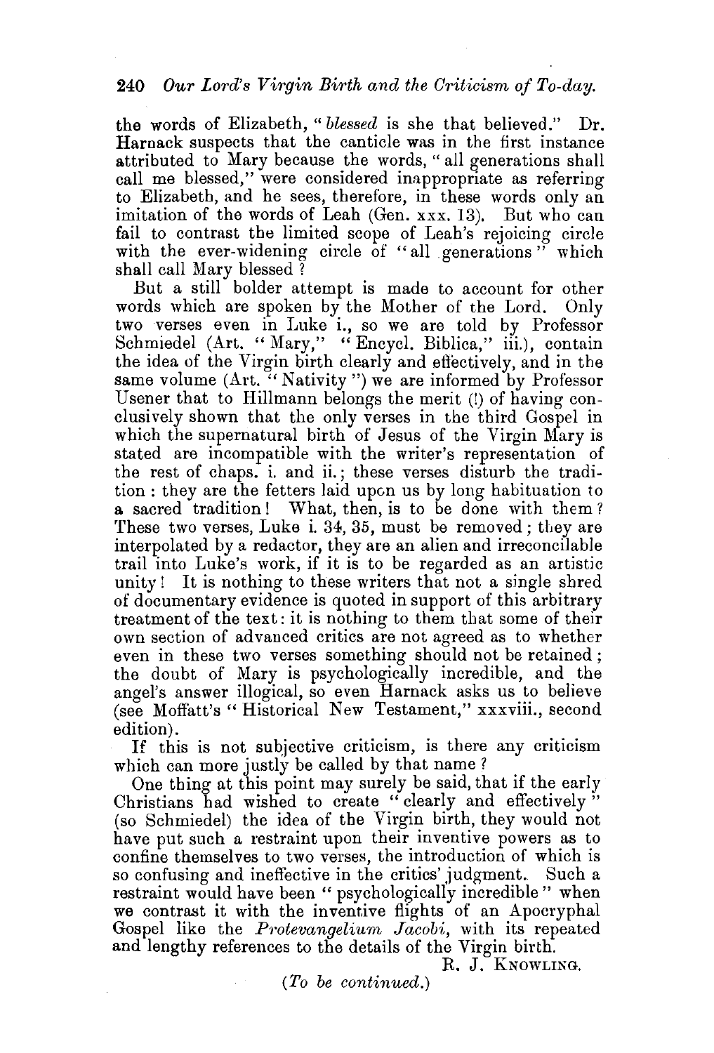the words of Elizabeth, "*blessed* is she that believed." Dr. Harnack suspects that the canticle was in the first instance attributed to Mary because the words, "all generations shall call me blessed," were considered inappropriate as referring to Elizabeth, and he sees, therefore, in these words only an imitation of the words of Leah (Gen. xxx. 13). But who can fail to contrast the limited scope of Leah's rejoicing circle with the ever-widening circle of "all generations" which shall call Mary blessed?

But a still bolder attempt is made to account for other words which are spoken by the Mother of the Lord. Only two verses even in Luke i., so we are told by Professor Schmiedel (Art. "Mary," "Encycl. Biblica," iii.), contain the idea of the Virgin birth clearly and effectively, and in the same volume (Art. "Nativity") we are informed by Professor Usener that to Hillmann belongs the merit (!) of having conclusively shown that the only verses in the third Gospel in which the supernatural birth of Jesus of the Virgin Mary is stated are incompatible with the writer's representation of the rest of chaps. i. and ii.; these verses disturb the tradition: they are the fetters laid upon us by long habituation to a sacred tradition! What, then, is to be done with them? These two verses, Luke i. 34, 35, must be removed; they are interpolated by a redactor, they are an alien and irreconcilable trail into Luke's work, if it is to be regarded as an artistic unity! It is nothing to these writers that not a single shred of documentary evidence is quoted in support of this arbitrary treatment of the text: it is nothing to them that some of their own section of advanced critics are not agreed as to whether even in these two verses something should not be retained; the doubt of Mary is psychologically incredible, and the angel's answer illogical, so even Harnack asks us to believe (see Moffatt's "Historical New Testament," xxxviii., second edition).

If this is not subjective criticism, is there any criticism which can more justly be called by that name?

One thing at this point may surely be said, that if the early Christians had wished to create "clearly and effectively" (so Schmiedel) the idea of the Virgin birth, they would not have put such a restraint upon their inventive powers as to confine themselves to two verses, the introduction of which is so confusing and ineffective in the critics' judgment. Such a restraint would have been "psychologically incredible" when we contrast it with the inventive flights of an Apocryphal Gospel like the *Protevangelium Jacobi*, with its repeated and lengthy references to the details of the Virgin birth.

R. J. KNOWLING.

(*To be continued.*)